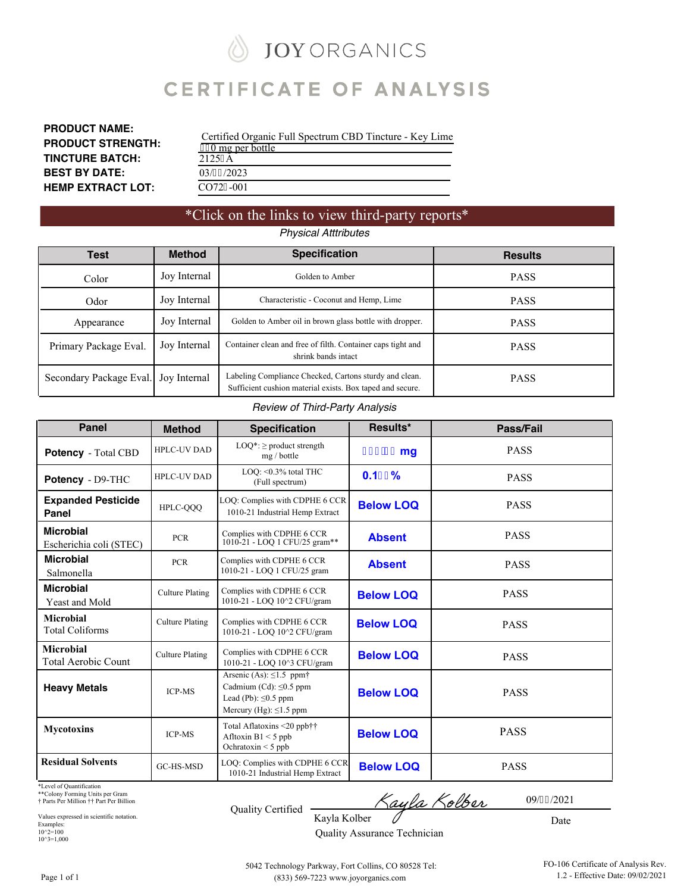# JOY ORGANICS

# CERTIFICATE OF ANALYSIS

**PRODUCT NAME:** Certified Organic Full Spectrum CBD Tincture - Key Lime
**PRODUCT STRENGTH:** 0 mg per bottle
**TINCTURE BATCH:** 2125 A
**BEST BY DATE:** 03/ /2023
**HEMP EXTRACT LOT:** CO72 -001

*Click on the links to view third-party reports*

*Physical Atttributes*

| Test | Method | Specification | Results |
|---|---|---|---|
| Color | Joy Internal | Golden to Amber | PASS |
| Odor | Joy Internal | Characteristic - Coconut and Hemp, Lime | PASS |
| Appearance | Joy Internal | Golden to Amber oil in brown glass bottle with dropper. | PASS |
| Primary Package Eval. | Joy Internal | Container clean and free of filth. Container caps tight and shrink bands intact | PASS |
| Secondary Package Eval. | Joy Internal | Labeling Compliance Checked, Cartons sturdy and clean. Sufficient cushion material exists. Box taped and secure. | PASS |

*Review of Third-Party Analysis*

| Panel | Method | Specification | Results* | Pass/Fail |
|---|---|---|---|---|
| **Potency** - Total CBD | HPLC-UV DAD | LOQ*: ≥ product strength mg / bottle | mg | PASS |
| **Potency** - D9-THC | HPLC-UV DAD | LOQ: <0.3% total THC (Full spectrum) | 0.1 % | PASS |
| **Expanded Pesticide Panel** | HPLC-QQQ | LOQ: Complies with CDPHE 6 CCR 1010-21 Industrial Hemp Extract | Below LOQ | PASS |
| **Microbial** Escherichia coli (STEC) | PCR | Complies with CDPHE 6 CCR 1010-21 - LOQ 1 CFU/25 gram** | Absent | PASS |
| **Microbial** Salmonella | PCR | Complies with CDPHE 6 CCR 1010-21 - LOQ 1 CFU/25 gram | Absent | PASS |
| **Microbial** Yeast and Mold | Culture Plating | Complies with CDPHE 6 CCR 1010-21 - LOQ 10^2 CFU/gram | Below LOQ | PASS |
| **Microbial** Total Coliforms | Culture Plating | Complies with CDPHE 6 CCR 1010-21 - LOQ 10^2 CFU/gram | Below LOQ | PASS |
| **Microbial** Total Aerobic Count | Culture Plating | Complies with CDPHE 6 CCR 1010-21 - LOQ 10^3 CFU/gram | Below LOQ | PASS |
| **Heavy Metals** | ICP-MS | Arsenic (As): ≤1.5 ppm† Cadmium (Cd): ≤0.5 ppm Lead (Pb): ≤0.5 ppm Mercury (Hg): ≤1.5 ppm | Below LOQ | PASS |
| **Mycotoxins** | ICP-MS | Total Aflatoxins <20 ppb†† Afltoxin B1 < 5 ppb Ochratoxin < 5 ppb | Below LOQ | PASS |
| **Residual Solvents** | GC-HS-MSD | LOQ: Complies with CDPHE 6 CCR 1010-21 Industrial Hemp Extract | Below LOQ | PASS |

*Level of Quantification
**Colony Forming Units per Gram
† Parts Per Million †† Part Per Billion

Values expressed in scientific notation.
Examples:
10^2=100
10^3=1,000

Quality Certified: Kayla Kolber
Kayla Kolber
Quality Assurance Technician

Date: 09/ /2021

5042 Technology Parkway, Fort Collins, CO 80528 Tel: (833) 569-7223 www.joyorganics.com

FO-106 Certificate of Analysis Rev. 1.2 - Effective Date: 09/02/2021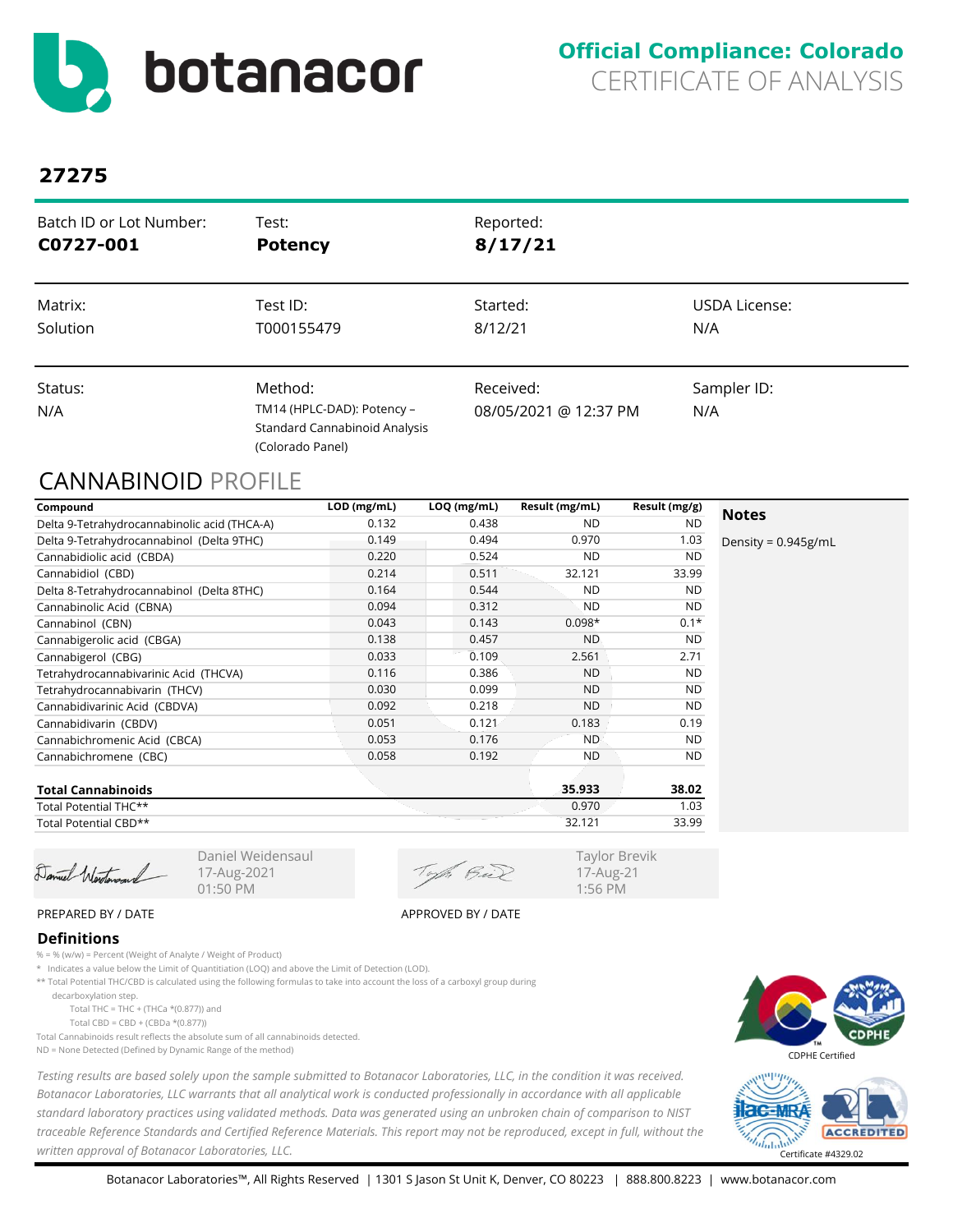# botanacor

**Official Compliance: Colorado**
CERTIFICATE OF ANALYSIS

## 27275

| Batch ID or Lot Number: | Test: | Reported: | |
|---|---|---|---|
| **C0727-001** | **Potency** | **8/17/21** | |
| Matrix: | Test ID: | Started: | USDA License: |
| Solution | T000155479 | 8/12/21 | N/A |
| Status: | Method: | Received: | Sampler ID: |
| N/A | TM14 (HPLC-DAD): Potency – Standard Cannabinoid Analysis (Colorado Panel) | 08/05/2021 @ 12:37 PM | N/A |

## CANNABINOID PROFILE

| Compound | LOD (mg/mL) | LOQ (mg/mL) | Result (mg/mL) | Result (mg/g) |
|---|---|---|---|---|
| Delta 9-Tetrahydrocannabinolic acid (THCA-A) | 0.132 | 0.438 | ND | ND |
| Delta 9-Tetrahydrocannabinol (Delta 9THC) | 0.149 | 0.494 | 0.970 | 1.03 |
| Cannabidiolic acid (CBDA) | 0.220 | 0.524 | ND | ND |
| Cannabidiol (CBD) | 0.214 | 0.511 | 32.121 | 33.99 |
| Delta 8-Tetrahydrocannabinol (Delta 8THC) | 0.164 | 0.544 | ND | ND |
| Cannabinolic Acid (CBNA) | 0.094 | 0.312 | ND | ND |
| Cannabinol (CBN) | 0.043 | 0.143 | 0.098* | 0.1* |
| Cannabigerolic acid (CBGA) | 0.138 | 0.457 | ND | ND |
| Cannabigerol (CBG) | 0.033 | 0.109 | 2.561 | 2.71 |
| Tetrahydrocannabivarinic Acid (THCVA) | 0.116 | 0.386 | ND | ND |
| Tetrahydrocannabivarin (THCV) | 0.030 | 0.099 | ND | ND |
| Cannabidivarinic Acid (CBDVA) | 0.092 | 0.218 | ND | ND |
| Cannabidivarin (CBDV) | 0.051 | 0.121 | 0.183 | 0.19 |
| Cannabichromenic Acid (CBCA) | 0.053 | 0.176 | ND | ND |
| Cannabichromene (CBC) | 0.058 | 0.192 | ND | ND |
| **Total Cannabinoids** | | | **35.933** | **38.02** |
| Total Potential THC** | | | 0.970 | 1.03 |
| Total Potential CBD** | | | 32.121 | 33.99 |

**Notes**

Density = 0.945g/mL

Daniel Weidensaul
17-Aug-2021
01:50 PM

PREPARED BY / DATE

Taylor Brevik
17-Aug-21
1:56 PM

APPROVED BY / DATE

### Definitions

% = % (w/w) = Percent (Weight of Analyte / Weight of Product)

* Indicates a value below the Limit of Quantitiation (LOQ) and above the Limit of Detection (LOD).

** Total Potential THC/CBD is calculated using the following formulas to take into account the loss of a carboxyl group during decarboxylation step.

Total THC = THC + (THCa *(0.877)) and

Total CBD = CBD + (CBDa *(0.877))

Total Cannabinoids result reflects the absolute sum of all cannabinoids detected.

ND = None Detected (Defined by Dynamic Range of the method)

*Testing results are based solely upon the sample submitted to Botanacor Laboratories, LLC, in the condition it was received. Botanacor Laboratories, LLC warrants that all analytical work is conducted professionally in accordance with all applicable standard laboratory practices using validated methods. Data was generated using an unbroken chain of comparison to NIST traceable Reference Standards and Certified Reference Materials. This report may not be reproduced, except in full, without the written approval of Botanacor Laboratories, LLC.*

CDPHE Certified

Certificate #4329.02

Botanacor Laboratories™, All Rights Reserved | 1301 S Jason St Unit K, Denver, CO 80223 | 888.800.8223 | www.botanacor.com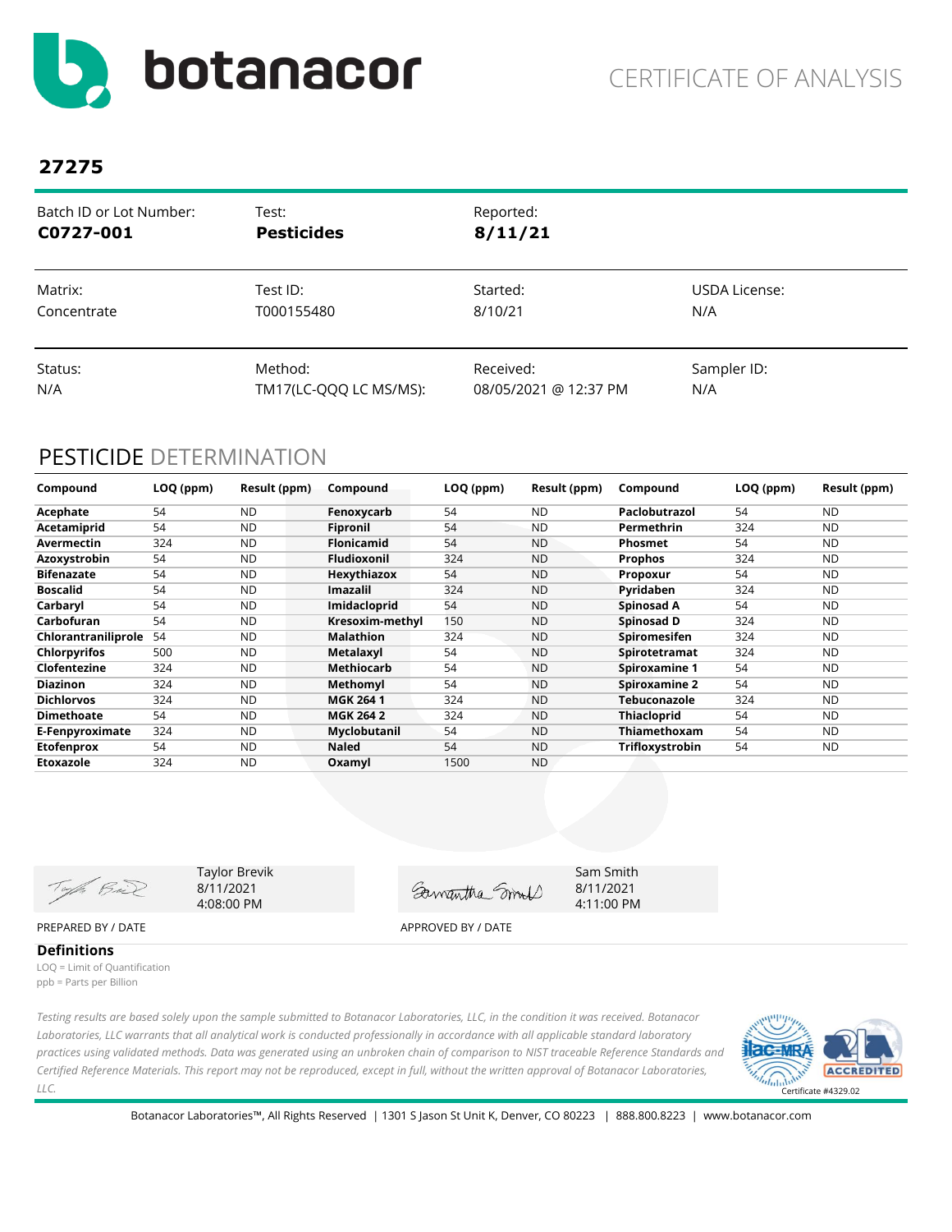# botanacor

CERTIFICATE OF ANALYSIS

## 27275

| Batch ID or Lot Number: | Test: | Reported: | |
|---|---|---|---|
| **C0727-001** | **Pesticides** | **8/11/21** | |
| Matrix: | Test ID: | Started: | USDA License: |
| Concentrate | T000155480 | 8/10/21 | N/A |
| Status: | Method: | Received: | Sampler ID: |
| N/A | TM17(LC-QQQ LC MS/MS): | 08/05/2021 @ 12:37 PM | N/A |

## PESTICIDE DETERMINATION

| Compound | LOQ (ppm) | Result (ppm) | Compound | LOQ (ppm) | Result (ppm) | Compound | LOQ (ppm) | Result (ppm) |
|---|---|---|---|---|---|---|---|---|
| **Acephate** | 54 | ND | **Fenoxycarb** | 54 | ND | **Paclobutrazol** | 54 | ND |
| **Acetamiprid** | 54 | ND | **Fipronil** | 54 | ND | **Permethrin** | 324 | ND |
| **Avermectin** | 324 | ND | **Flonicamid** | 54 | ND | **Phosmet** | 54 | ND |
| **Azoxystrobin** | 54 | ND | **Fludioxonil** | 324 | ND | **Prophos** | 324 | ND |
| **Bifenazate** | 54 | ND | **Hexythiazox** | 54 | ND | **Propoxur** | 54 | ND |
| **Boscalid** | 54 | ND | **Imazalil** | 324 | ND | **Pyridaben** | 324 | ND |
| **Carbaryl** | 54 | ND | **Imidacloprid** | 54 | ND | **Spinosad A** | 54 | ND |
| **Carbofuran** | 54 | ND | **Kresoxim-methyl** | 150 | ND | **Spinosad D** | 324 | ND |
| **Chlorantraniliprole** | 54 | ND | **Malathion** | 324 | ND | **Spiromesifen** | 324 | ND |
| **Chlorpyrifos** | 500 | ND | **Metalaxyl** | 54 | ND | **Spirotetramat** | 324 | ND |
| **Clofentezine** | 324 | ND | **Methiocarb** | 54 | ND | **Spiroxamine 1** | 54 | ND |
| **Diazinon** | 324 | ND | **Methomyl** | 54 | ND | **Spiroxamine 2** | 54 | ND |
| **Dichlorvos** | 324 | ND | **MGK 264 1** | 324 | ND | **Tebuconazole** | 324 | ND |
| **Dimethoate** | 54 | ND | **MGK 264 2** | 324 | ND | **Thiacloprid** | 54 | ND |
| **E-Fenpyroximate** | 324 | ND | **Myclobutanil** | 54 | ND | **Thiamethoxam** | 54 | ND |
| **Etofenprox** | 54 | ND | **Naled** | 54 | ND | **Trifloxystrobin** | 54 | ND |
| **Etoxazole** | 324 | ND | **Oxamyl** | 1500 | ND | | | |

Taylor Brevik
8/11/2021
4:08:00 PM

PREPARED BY / DATE

Sam Smith
8/11/2021
4:11:00 PM

APPROVED BY / DATE

### Definitions

LOQ = Limit of Quantification
ppb = Parts per Billion

*Testing results are based solely upon the sample submitted to Botanacor Laboratories, LLC, in the condition it was received. Botanacor Laboratories, LLC warrants that all analytical work is conducted professionally in accordance with all applicable standard laboratory practices using validated methods. Data was generated using an unbroken chain of comparison to NIST traceable Reference Standards and Certified Reference Materials. This report may not be reproduced, except in full, without the written approval of Botanacor Laboratories, LLC.*

Certificate #4329.02

Botanacor Laboratories™, All Rights Reserved | 1301 S Jason St Unit K, Denver, CO 80223 | 888.800.8223 | www.botanacor.com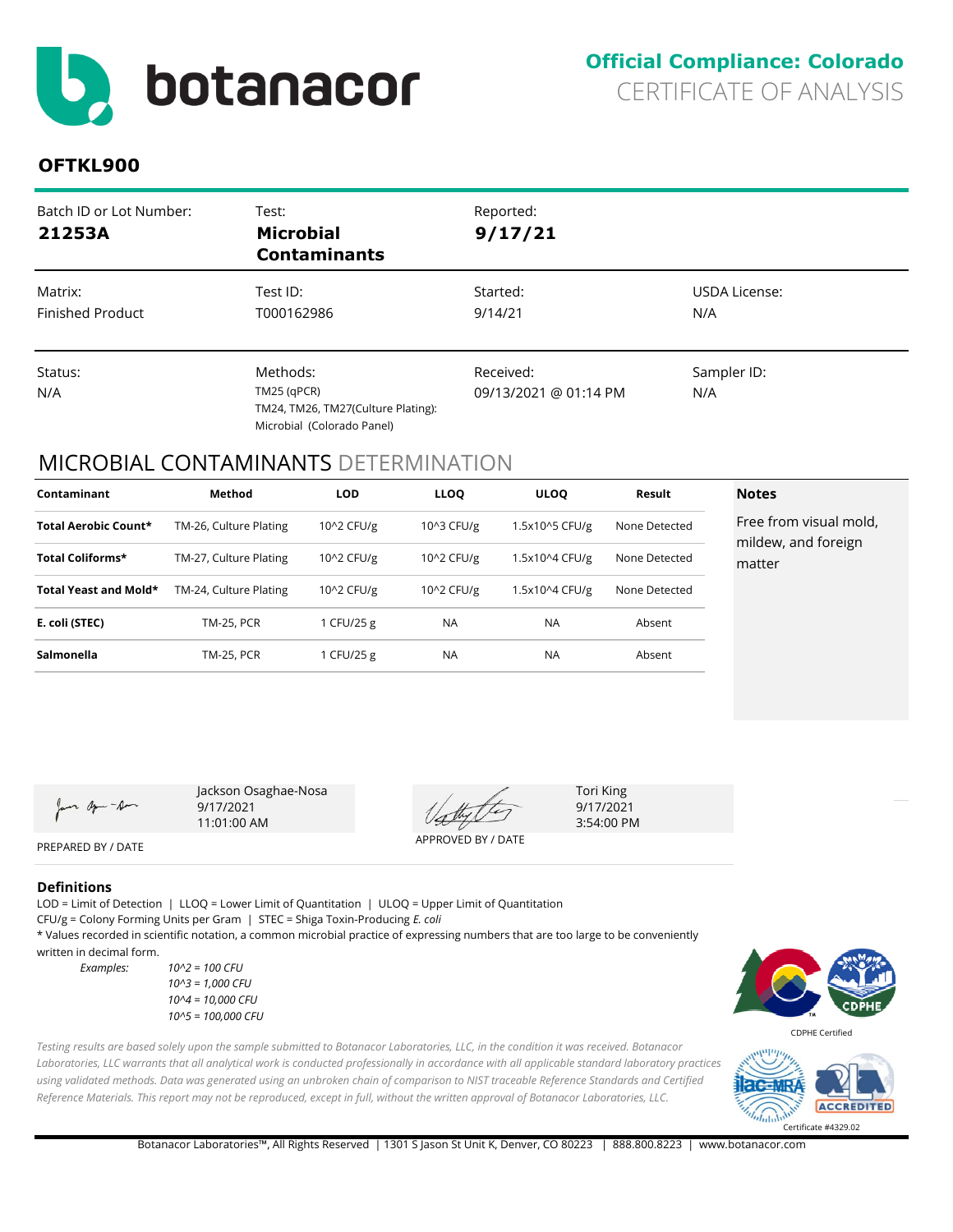# botanacor

**Official Compliance: Colorado**
CERTIFICATE OF ANALYSIS

## OFTKL900

| Batch ID or Lot Number: | Test: | Reported: | |
|---|---|---|---|
| **21253A** | **Microbial Contaminants** | **9/17/21** | |
| Matrix: | Test ID: | Started: | USDA License: |
| Finished Product | T000162986 | 9/14/21 | N/A |
| Status: | Methods: | Received: | Sampler ID: |
| N/A | TM25 (qPCR)<br>TM24, TM26, TM27(Culture Plating):<br>Microbial (Colorado Panel) | 09/13/2021 @ 01:14 PM | N/A |

## MICROBIAL CONTAMINANTS DETERMINATION

| Contaminant | Method | LOD | LLOQ | ULOQ | Result |
|---|---|---|---|---|---|
| **Total Aerobic Count*** | TM-26, Culture Plating | 10^2 CFU/g | 10^3 CFU/g | 1.5x10^5 CFU/g | None Detected |
| **Total Coliforms*** | TM-27, Culture Plating | 10^2 CFU/g | 10^2 CFU/g | 1.5x10^4 CFU/g | None Detected |
| **Total Yeast and Mold*** | TM-24, Culture Plating | 10^2 CFU/g | 10^2 CFU/g | 1.5x10^4 CFU/g | None Detected |
| **E. coli (STEC)** | TM-25, PCR | 1 CFU/25 g | NA | NA | Absent |
| **Salmonella** | TM-25, PCR | 1 CFU/25 g | NA | NA | Absent |

**Notes**

Free from visual mold, mildew, and foreign matter

Jackson Osaghae-Nosa
9/17/2021
11:01:00 AM

PREPARED BY / DATE

Tori King
9/17/2021
3:54:00 PM

APPROVED BY / DATE

### Definitions

LOD = Limit of Detection | LLOQ = Lower Limit of Quantitation | ULOQ = Upper Limit of Quantitation
CFU/g = Colony Forming Units per Gram | STEC = Shiga Toxin-Producing *E. coli*
* Values recorded in scientific notation, a common microbial practice of expressing numbers that are too large to be conveniently written in decimal form.

*Examples:*
*10^2 = 100 CFU*
*10^3 = 1,000 CFU*
*10^4 = 10,000 CFU*
*10^5 = 100,000 CFU*

*Testing results are based solely upon the sample submitted to Botanacor Laboratories, LLC, in the condition it was received. Botanacor Laboratories, LLC warrants that all analytical work is conducted professionally in accordance with all applicable standard laboratory practices using validated methods. Data was generated using an unbroken chain of comparison to NIST traceable Reference Standards and Certified Reference Materials. This report may not be reproduced, except in full, without the written approval of Botanacor Laboratories, LLC.*

CDPHE Certified

Certificate #4329.02

Botanacor Laboratories™, All Rights Reserved | 1301 S Jason St Unit K, Denver, CO 80223 | 888.800.8223 | www.botanacor.com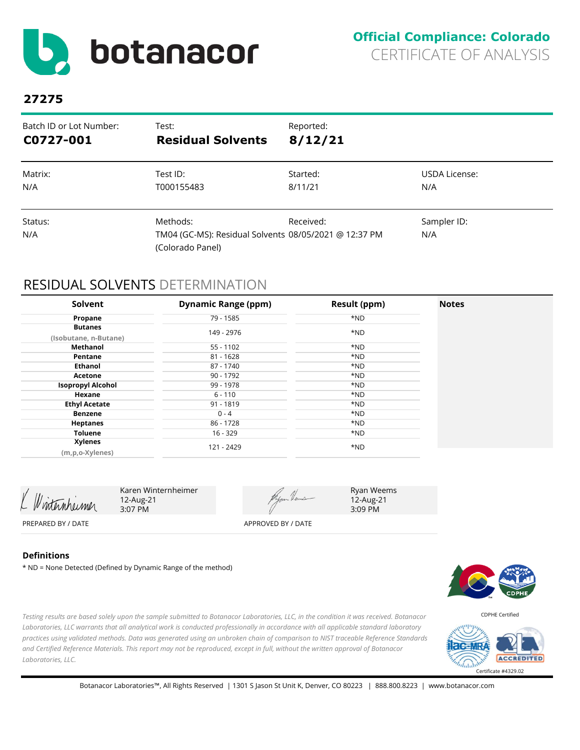# botanacor

**Official Compliance: Colorado**
CERTIFICATE OF ANALYSIS

**27275**

| Batch ID or Lot Number: | Test: | Reported: | |
|---|---|---|---|
| **C0727-001** | **Residual Solvents** | **8/12/21** | |
| Matrix: | Test ID: | Started: | USDA License: |
| N/A | T000155483 | 8/11/21 | N/A |
| Status: | Methods: | Received: | Sampler ID: |
| N/A | TM04 (GC-MS): Residual Solvents (Colorado Panel) | 08/05/2021 @ 12:37 PM | N/A |

## RESIDUAL SOLVENTS DETERMINATION

| Solvent | Dynamic Range (ppm) | Result (ppm) | Notes |
|---|---|---|---|
| **Propane** | 79 - 1585 | *ND | |
| **Butanes** (Isobutane, n-Butane) | 149 - 2976 | *ND | |
| **Methanol** | 55 - 1102 | *ND | |
| **Pentane** | 81 - 1628 | *ND | |
| **Ethanol** | 87 - 1740 | *ND | |
| **Acetone** | 90 - 1792 | *ND | |
| **Isopropyl Alcohol** | 99 - 1978 | *ND | |
| **Hexane** | 6 - 110 | *ND | |
| **Ethyl Acetate** | 91 - 1819 | *ND | |
| **Benzene** | 0 - 4 | *ND | |
| **Heptanes** | 86 - 1728 | *ND | |
| **Toluene** | 16 - 329 | *ND | |
| **Xylenes** (m,p,o-Xylenes) | 121 - 2429 | *ND | |

| | | | |
|---|---|---|---|
| K Winternheimer | Karen Winternheimer<br>12-Aug-21<br>3:07 PM | Ryan Weems | Ryan Weems<br>12-Aug-21<br>3:09 PM |
| PREPARED BY / DATE | | APPROVED BY / DATE | |

### Definitions

* ND = None Detected (Defined by Dynamic Range of the method)

CDPHE Certified

*Testing results are based solely upon the sample submitted to Botanacor Laboratories, LLC, in the condition it was received. Botanacor Laboratories, LLC warrants that all analytical work is conducted professionally in accordance with all applicable standard laboratory practices using validated methods. Data was generated using an unbroken chain of comparison to NIST traceable Reference Standards and Certified Reference Materials. This report may not be reproduced, except in full, without the written approval of Botanacor Laboratories, LLC.*

ACCREDITED
Certificate #4329.02

Botanacor Laboratories™, All Rights Reserved | 1301 S Jason St Unit K, Denver, CO 80223 | 888.800.8223 | www.botanacor.com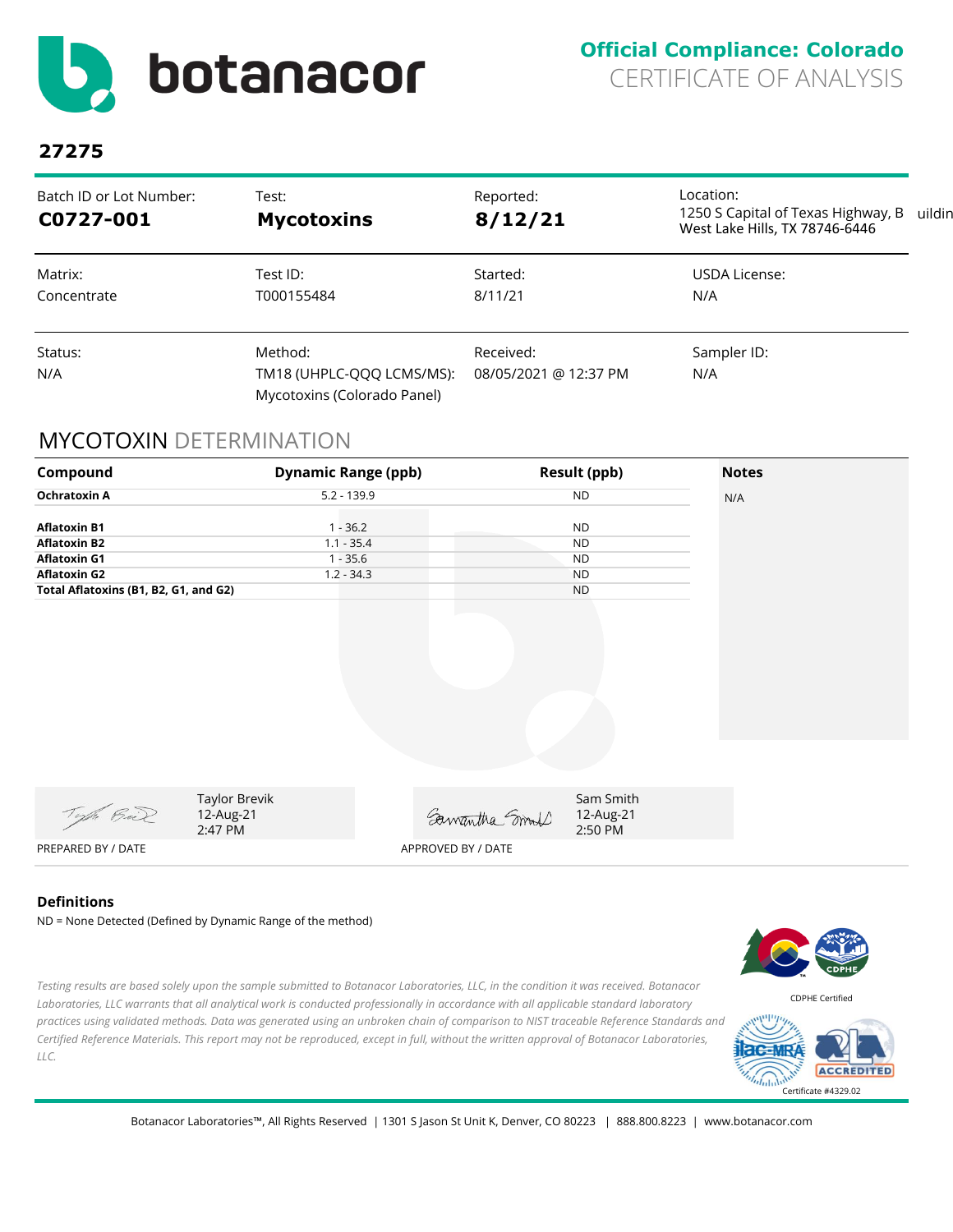# botanacor

**Official Compliance: Colorado**
CERTIFICATE OF ANALYSIS

## 27275

| Batch ID or Lot Number: | Test: | Reported: | Location: |
|---|---|---|---|
| **C0727-001** | **Mycotoxins** | **8/12/21** | 1250 S Capital of Texas Highway, Building West Lake Hills, TX 78746-6446 |
| Matrix: | Test ID: | Started: | USDA License: |
| Concentrate | T000155484 | 8/11/21 | N/A |
| Status: | Method: | Received: | Sampler ID: |
| N/A | TM18 (UHPLC-QQQ LCMS/MS): Mycotoxins (Colorado Panel) | 08/05/2021 @ 12:37 PM | N/A |

## MYCOTOXIN DETERMINATION

| Compound | Dynamic Range (ppb) | Result (ppb) | Notes |
|---|---|---|---|
| **Ochratoxin A** | 5.2 - 139.9 | ND | N/A |
| **Aflatoxin B1** | 1 - 36.2 | ND | |
| **Aflatoxin B2** | 1.1 - 35.4 | ND | |
| **Aflatoxin G1** | 1 - 35.6 | ND | |
| **Aflatoxin G2** | 1.2 - 34.3 | ND | |
| **Total Aflatoxins (B1, B2, G1, and G2)** | | ND | |

Taylor Brevik
12-Aug-21
2:47 PM

PREPARED BY / DATE

Sam Smith
12-Aug-21
2:50 PM

APPROVED BY / DATE

### Definitions

ND = None Detected (Defined by Dynamic Range of the method)

*Testing results are based solely upon the sample submitted to Botanacor Laboratories, LLC, in the condition it was received. Botanacor Laboratories, LLC warrants that all analytical work is conducted professionally in accordance with all applicable standard laboratory practices using validated methods. Data was generated using an unbroken chain of comparison to NIST traceable Reference Standards and Certified Reference Materials. This report may not be reproduced, except in full, without the written approval of Botanacor Laboratories, LLC.*

CDPHE Certified

Certificate #4329.02

Botanacor Laboratories™, All Rights Reserved | 1301 S Jason St Unit K, Denver, CO 80223 | 888.800.8223 | www.botanacor.com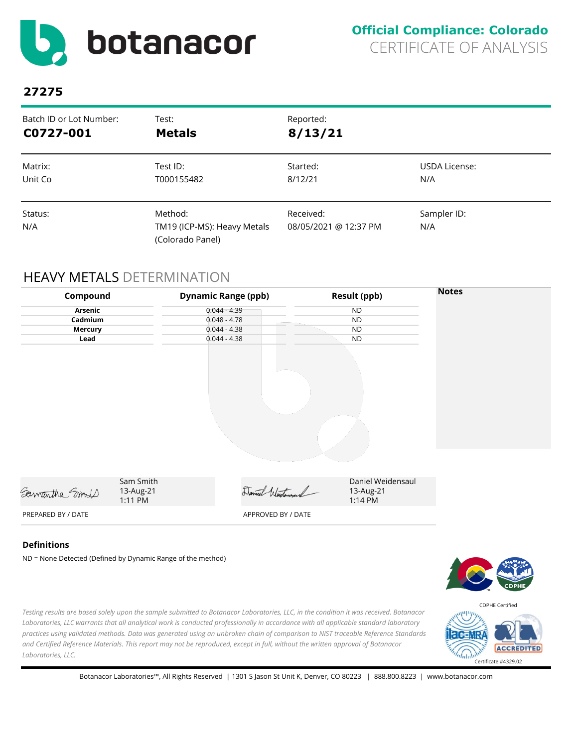**Official Compliance: Colorado**
CERTIFICATE OF ANALYSIS

## 27275

| Batch ID or Lot Number: | Test: | Reported: | |
|---|---|---|---|
| **C0727-001** | **Metals** | **8/13/21** | |
| Matrix: | Test ID: | Started: | USDA License: |
| Unit Co | T000155482 | 8/12/21 | N/A |
| Status: | Method: | Received: | Sampler ID: |
| N/A | TM19 (ICP-MS): Heavy Metals (Colorado Panel) | 08/05/2021 @ 12:37 PM | N/A |

## HEAVY METALS DETERMINATION

| Compound | Dynamic Range (ppb) | Result (ppb) | Notes |
|---|---|---|---|
| Arsenic | 0.044 - 4.39 | ND | |
| Cadmium | 0.048 - 4.78 | ND | |
| Mercury | 0.044 - 4.38 | ND | |
| Lead | 0.044 - 4.38 | ND | |

| | | | |
|---|---|---|---|
| Samantha Smith | Sam Smith 13-Aug-21 1:11 PM | Daniel Weidensaul | Daniel Weidensaul 13-Aug-21 1:14 PM |
| PREPARED BY / DATE | | APPROVED BY / DATE | |

### Definitions

ND = None Detected (Defined by Dynamic Range of the method)

*Testing results are based solely upon the sample submitted to Botanacor Laboratories, LLC, in the condition it was received. Botanacor Laboratories, LLC warrants that all analytical work is conducted professionally in accordance with all applicable standard laboratory practices using validated methods. Data was generated using an unbroken chain of comparison to NIST traceable Reference Standards and Certified Reference Materials. This report may not be reproduced, except in full, without the written approval of Botanacor Laboratories, LLC.*

CDPHE Certified

ACCREDITED

Certificate #4329.02

Botanacor Laboratories™, All Rights Reserved | 1301 S Jason St Unit K, Denver, CO 80223 | 888.800.8223 | www.botanacor.com